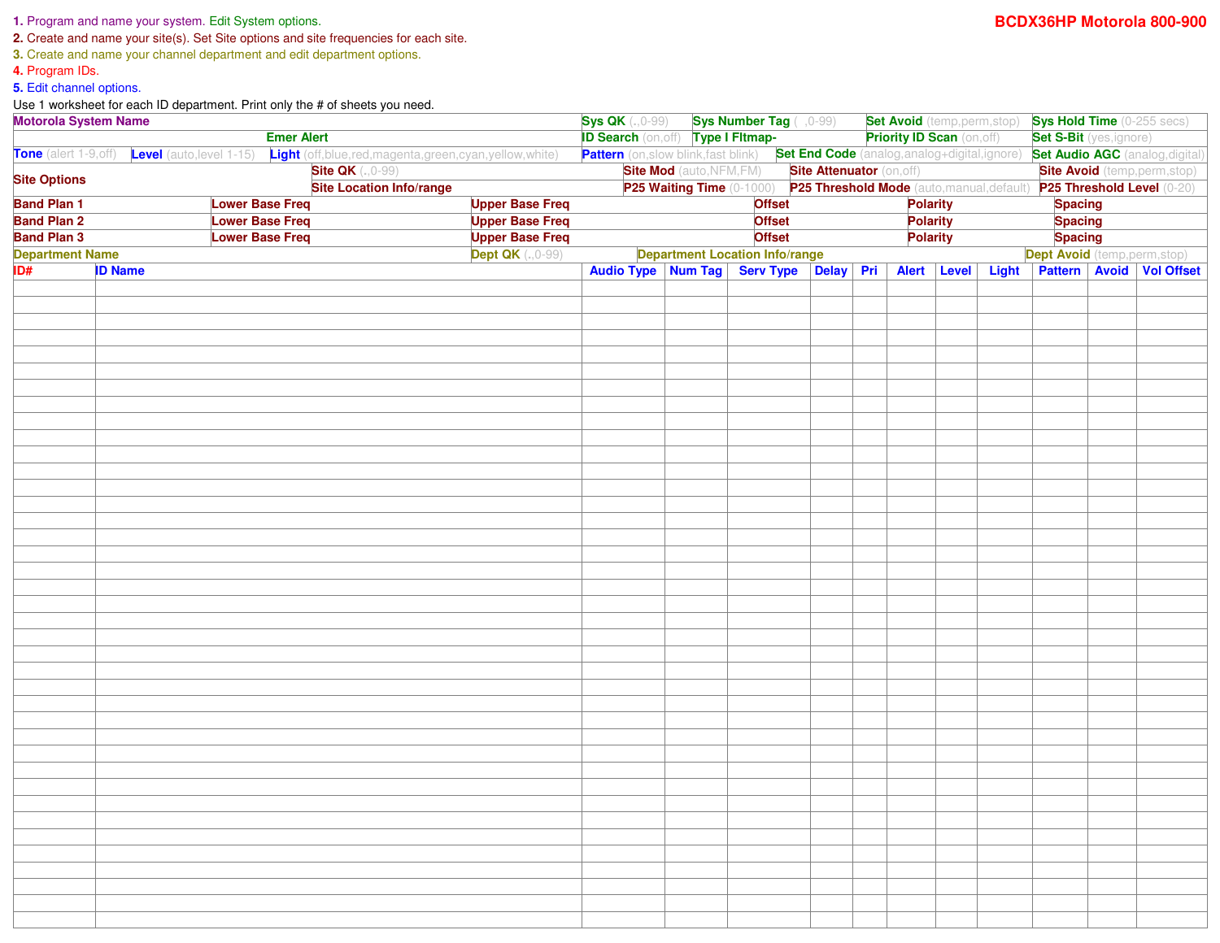**BCDX36HP Motorola 800-900**

1. Program and name your system. Edit System options.
2. Create and name your site(s). Set Site options and site frequencies for each site.
3. Create and name your channel department and edit department options.
4. Program IDs.
5. Edit channel options.

Use 1 worksheet for each ID department. Print only the # of sheets you need.

| Motorola System Name | Sys QK (.,0-99) | Sys Number Tag ( ,0-99) | Set Avoid (temp,perm,stop) | Sys Hold Time (0-255 secs) |
|---|---|---|---|---|
| Emer Alert | ID Search (on,off) | Type I Fltmap- | Priority ID Scan (on,off) | Set S-Bit (yes,ignore) |
| Tone (alert 1-9,off) / Level (auto,level 1-15) / Light (off,blue,red,magenta,green,cyan,yellow,white) | Pattern (on,slow blink,fast blink) | Set End Code (analog,analog+digital,ignore) | | Set Audio AGC (analog,digital) |

| Site Options | Site QK (.,0-99) | Site Mod (auto,NFM,FM) | Site Attenuator (on,off) | Site Avoid (temp,perm,stop) |
|---|---|---|---|---|
| | Site Location Info/range | P25 Waiting Time (0-1000) | P25 Threshold Mode (auto,manual,default) | P25 Threshold Level (0-20) |

| Band Plan | Lower Base Freq | Upper Base Freq | Offset | Polarity | Spacing |
|---|---|---|---|---|---|
| Band Plan 1 | | | | | |
| Band Plan 2 | | | | | |
| Band Plan 3 | | | | | |

| Department Name | Dept QK (.,0-99) | Department Location Info/range | Dept Avoid (temp,perm,stop) |
|---|---|---|---|
| | | | |

| ID# | ID Name | Audio Type | Num Tag | Serv Type | Delay | Pri | Alert | Level | Light | Pattern | Avoid | Vol Offset |
|---|---|---|---|---|---|---|---|---|---|---|---|---|
| | | | | | | | | | | | | |
| | | | | | | | | | | | | |
| | | | | | | | | | | | | |
| | | | | | | | | | | | | |
| | | | | | | | | | | | | |
| | | | | | | | | | | | | |
| | | | | | | | | | | | | |
| | | | | | | | | | | | | |
| | | | | | | | | | | | | |
| | | | | | | | | | | | | |
| | | | | | | | | | | | | |
| | | | | | | | | | | | | |
| | | | | | | | | | | | | |
| | | | | | | | | | | | | |
| | | | | | | | | | | | | |
| | | | | | | | | | | | | |
| | | | | | | | | | | | | |
| | | | | | | | | | | | | |
| | | | | | | | | | | | | |
| | | | | | | | | | | | | |
| | | | | | | | | | | | | |
| | | | | | | | | | | | | |
| | | | | | | | | | | | | |
| | | | | | | | | | | | | |
| | | | | | | | | | | | | |
| | | | | | | | | | | | | |
| | | | | | | | | | | | | |
| | | | | | | | | | | | | |
| | | | | | | | | | | | | |
| | | | | | | | | | | | | |
| | | | | | | | | | | | | |
| | | | | | | | | | | | | |
| | | | | | | | | | | | | |
| | | | | | | | | | | | | |
| | | | | | | | | | | | | |
| | | | | | | | | | | | | |
| | | | | | | | | | | | | |
| | | | | | | | | | | | | |
| | | | | | | | | | | | | |
| | | | | | | | | | | | | |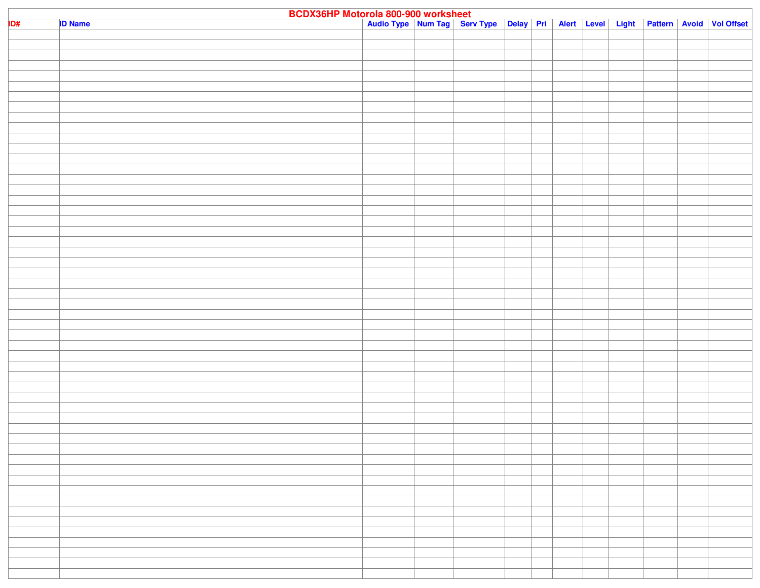# BCDX36HP Motorola 800-900 worksheet

| ID# | ID Name | Audio Type | Num Tag | Serv Type | Delay | Pri | Alert | Level | Light | Pattern | Avoid | Vol Offset |
|---|---|---|---|---|---|---|---|---|---|---|---|---|
| | | | | | | | | | | | | |
| | | | | | | | | | | | | |
| | | | | | | | | | | | | |
| | | | | | | | | | | | | |
| | | | | | | | | | | | | |
| | | | | | | | | | | | | |
| | | | | | | | | | | | | |
| | | | | | | | | | | | | |
| | | | | | | | | | | | | |
| | | | | | | | | | | | | |
| | | | | | | | | | | | | |
| | | | | | | | | | | | | |
| | | | | | | | | | | | | |
| | | | | | | | | | | | | |
| | | | | | | | | | | | | |
| | | | | | | | | | | | | |
| | | | | | | | | | | | | |
| | | | | | | | | | | | | |
| | | | | | | | | | | | | |
| | | | | | | | | | | | | |
| | | | | | | | | | | | | |
| | | | | | | | | | | | | |
| | | | | | | | | | | | | |
| | | | | | | | | | | | | |
| | | | | | | | | | | | | |
| | | | | | | | | | | | | |
| | | | | | | | | | | | | |
| | | | | | | | | | | | | |
| | | | | | | | | | | | | |
| | | | | | | | | | | | | |
| | | | | | | | | | | | | |
| | | | | | | | | | | | | |
| | | | | | | | | | | | | |
| | | | | | | | | | | | | |
| | | | | | | | | | | | | |
| | | | | | | | | | | | | |
| | | | | | | | | | | | | |
| | | | | | | | | | | | | |
| | | | | | | | | | | | | |
| | | | | | | | | | | | | |
| | | | | | | | | | | | | |
| | | | | | | | | | | | | |
| | | | | | | | | | | | | |
| | | | | | | | | | | | | |
| | | | | | | | | | | | | |
| | | | | | | | | | | | | |
| | | | | | | | | | | | | |
| | | | | | | | | | | | | |
| | | | | | | | | | | | | |
| | | | | | | | | | | | | |
| | | | | | | | | | | | | |
| | | | | | | | | | | | | |